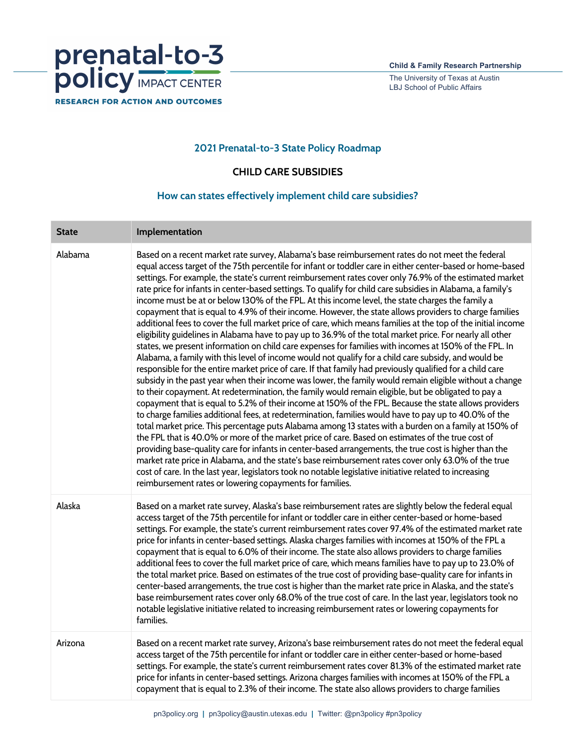prenatal-to-3 policy IMPACT CENTER

RESEARCH FOR ACTION AND OUTCOMES

Child & Family Research Partnership
The University of Texas at Austin
LBJ School of Public Affairs

## 2021 Prenatal-to-3 State Policy Roadmap

### CHILD CARE SUBSIDIES

### How can states effectively implement child care subsidies?

| State | Implementation |
| --- | --- |
| Alabama | Based on a recent market rate survey, Alabama's base reimbursement rates do not meet the federal equal access target of the 75th percentile for infant or toddler care in either center-based or home-based settings. For example, the state's current reimbursement rates cover only 76.9% of the estimated market rate price for infants in center-based settings. To qualify for child care subsidies in Alabama, a family's income must be at or below 130% of the FPL. At this income level, the state charges the family a copayment that is equal to 4.9% of their income. However, the state allows providers to charge families additional fees to cover the full market price of care, which means families at the top of the initial income eligibility guidelines in Alabama have to pay up to 36.9% of the total market price. For nearly all other states, we present information on child care expenses for families with incomes at 150% of the FPL. In Alabama, a family with this level of income would not qualify for a child care subsidy, and would be responsible for the entire market price of care. If that family had previously qualified for a child care subsidy in the past year when their income was lower, the family would remain eligible without a change to their copayment. At redetermination, the family would remain eligible, but be obligated to pay a copayment that is equal to 5.2% of their income at 150% of the FPL. Because the state allows providers to charge families additional fees, at redetermination, families would have to pay up to 40.0% of the total market price. This percentage puts Alabama among 13 states with a burden on a family at 150% of the FPL that is 40.0% or more of the market price of care. Based on estimates of the true cost of providing base-quality care for infants in center-based arrangements, the true cost is higher than the market rate price in Alabama, and the state's base reimbursement rates cover only 63.0% of the true cost of care. In the last year, legislators took no notable legislative initiative related to increasing reimbursement rates or lowering copayments for families. |
| Alaska | Based on a market rate survey, Alaska's base reimbursement rates are slightly below the federal equal access target of the 75th percentile for infant or toddler care in either center-based or home-based settings. For example, the state's current reimbursement rates cover 97.4% of the estimated market rate price for infants in center-based settings. Alaska charges families with incomes at 150% of the FPL a copayment that is equal to 6.0% of their income. The state also allows providers to charge families additional fees to cover the full market price of care, which means families have to pay up to 23.0% of the total market price. Based on estimates of the true cost of providing base-quality care for infants in center-based arrangements, the true cost is higher than the market rate price in Alaska, and the state's base reimbursement rates cover only 68.0% of the true cost of care. In the last year, legislators took no notable legislative initiative related to increasing reimbursement rates or lowering copayments for families. |
| Arizona | Based on a recent market rate survey, Arizona's base reimbursement rates do not meet the federal equal access target of the 75th percentile for infant or toddler care in either center-based or home-based settings. For example, the state's current reimbursement rates cover 81.3% of the estimated market rate price for infants in center-based settings. Arizona charges families with incomes at 150% of the FPL a copayment that is equal to 2.3% of their income. The state also allows providers to charge families |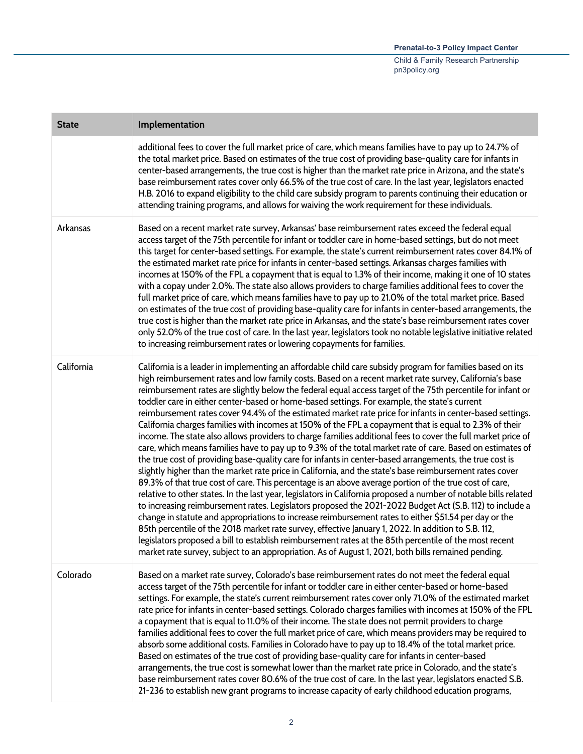| State | Implementation |
| --- | --- |
| | additional fees to cover the full market price of care, which means families have to pay up to 24.7% of the total market price. Based on estimates of the true cost of providing base-quality care for infants in center-based arrangements, the true cost is higher than the market rate price in Arizona, and the state's base reimbursement rates cover only 66.5% of the true cost of care. In the last year, legislators enacted H.B. 2016 to expand eligibility to the child care subsidy program to parents continuing their education or attending training programs, and allows for waiving the work requirement for these individuals. |
| Arkansas | Based on a recent market rate survey, Arkansas' base reimbursement rates exceed the federal equal access target of the 75th percentile for infant or toddler care in home-based settings, but do not meet this target for center-based settings. For example, the state's current reimbursement rates cover 84.1% of the estimated market rate price for infants in center-based settings. Arkansas charges families with incomes at 150% of the FPL a copayment that is equal to 1.3% of their income, making it one of 10 states with a copay under 2.0%. The state also allows providers to charge families additional fees to cover the full market price of care, which means families have to pay up to 21.0% of the total market price. Based on estimates of the true cost of providing base-quality care for infants in center-based arrangements, the true cost is higher than the market rate price in Arkansas, and the state's base reimbursement rates cover only 52.0% of the true cost of care. In the last year, legislators took no notable legislative initiative related to increasing reimbursement rates or lowering copayments for families. |
| California | California is a leader in implementing an affordable child care subsidy program for families based on its high reimbursement rates and low family costs. Based on a recent market rate survey, California's base reimbursement rates are slightly below the federal equal access target of the 75th percentile for infant or toddler care in either center-based or home-based settings. For example, the state's current reimbursement rates cover 94.4% of the estimated market rate price for infants in center-based settings. California charges families with incomes at 150% of the FPL a copayment that is equal to 2.3% of their income. The state also allows providers to charge families additional fees to cover the full market price of care, which means families have to pay up to 9.3% of the total market rate of care. Based on estimates of the true cost of providing base-quality care for infants in center-based arrangements, the true cost is slightly higher than the market rate price in California, and the state's base reimbursement rates cover 89.3% of that true cost of care. This percentage is an above average portion of the true cost of care, relative to other states. In the last year, legislators in California proposed a number of notable bills related to increasing reimbursement rates. Legislators proposed the 2021-2022 Budget Act (S.B. 112) to include a change in statute and appropriations to increase reimbursement rates to either $51.54 per day or the 85th percentile of the 2018 market rate survey, effective January 1, 2022. In addition to S.B. 112, legislators proposed a bill to establish reimbursement rates at the 85th percentile of the most recent market rate survey, subject to an appropriation. As of August 1, 2021, both bills remained pending. |
| Colorado | Based on a market rate survey, Colorado's base reimbursement rates do not meet the federal equal access target of the 75th percentile for infant or toddler care in either center-based or home-based settings. For example, the state's current reimbursement rates cover only 71.0% of the estimated market rate price for infants in center-based settings. Colorado charges families with incomes at 150% of the FPL a copayment that is equal to 11.0% of their income. The state does not permit providers to charge families additional fees to cover the full market price of care, which means providers may be required to absorb some additional costs. Families in Colorado have to pay up to 18.4% of the total market price. Based on estimates of the true cost of providing base-quality care for infants in center-based arrangements, the true cost is somewhat lower than the market rate price in Colorado, and the state's base reimbursement rates cover 80.6% of the true cost of care. In the last year, legislators enacted S.B. 21-236 to establish new grant programs to increase capacity of early childhood education programs, |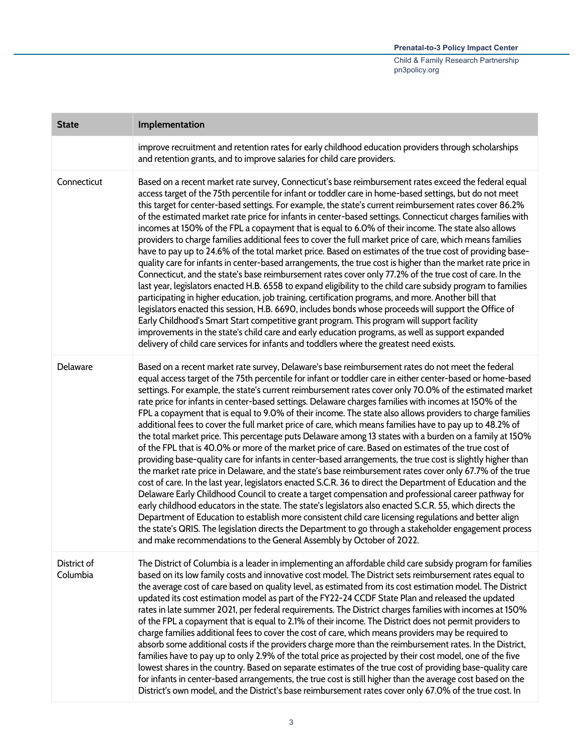| State | Implementation |
| --- | --- |
| | improve recruitment and retention rates for early childhood education providers through scholarships and retention grants, and to improve salaries for child care providers. |
| Connecticut | Based on a recent market rate survey, Connecticut's base reimbursement rates exceed the federal equal access target of the 75th percentile for infant or toddler care in home-based settings, but do not meet this target for center-based settings. For example, the state's current reimbursement rates cover 86.2% of the estimated market rate price for infants in center-based settings. Connecticut charges families with incomes at 150% of the FPL a copayment that is equal to 6.0% of their income. The state also allows providers to charge families additional fees to cover the full market price of care, which means families have to pay up to 24.6% of the total market price. Based on estimates of the true cost of providing base-quality care for infants in center-based arrangements, the true cost is higher than the market rate price in Connecticut, and the state's base reimbursement rates cover only 77.2% of the true cost of care. In the last year, legislators enacted H.B. 6558 to expand eligibility to the child care subsidy program to families participating in higher education, job training, certification programs, and more. Another bill that legislators enacted this session, H.B. 6690, includes bonds whose proceeds will support the Office of Early Childhood's Smart Start competitive grant program. This program will support facility improvements in the state's child care and early education programs, as well as support expanded delivery of child care services for infants and toddlers where the greatest need exists. |
| Delaware | Based on a recent market rate survey, Delaware's base reimbursement rates do not meet the federal equal access target of the 75th percentile for infant or toddler care in either center-based or home-based settings. For example, the state's current reimbursement rates cover only 70.0% of the estimated market rate price for infants in center-based settings. Delaware charges families with incomes at 150% of the FPL a copayment that is equal to 9.0% of their income. The state also allows providers to charge families additional fees to cover the full market price of care, which means families have to pay up to 48.2% of the total market price. This percentage puts Delaware among 13 states with a burden on a family at 150% of the FPL that is 40.0% or more of the market price of care. Based on estimates of the true cost of providing base-quality care for infants in center-based arrangements, the true cost is slightly higher than the market rate price in Delaware, and the state's base reimbursement rates cover only 67.7% of the true cost of care. In the last year, legislators enacted S.C.R. 36 to direct the Department of Education and the Delaware Early Childhood Council to create a target compensation and professional career pathway for early childhood educators in the state. The state's legislators also enacted S.C.R. 55, which directs the Department of Education to establish more consistent child care licensing regulations and better align the state's QRIS. The legislation directs the Department to go through a stakeholder engagement process and make recommendations to the General Assembly by October of 2022. |
| District of Columbia | The District of Columbia is a leader in implementing an affordable child care subsidy program for families based on its low family costs and innovative cost model. The District sets reimbursement rates equal to the average cost of care based on quality level, as estimated from its cost estimation model. The District updated its cost estimation model as part of the FY22-24 CCDF State Plan and released the updated rates in late summer 2021, per federal requirements. The District charges families with incomes at 150% of the FPL a copayment that is equal to 2.1% of their income. The District does not permit providers to charge families additional fees to cover the cost of care, which means providers may be required to absorb some additional costs if the providers charge more than the reimbursement rates. In the District, families have to pay up to only 2.9% of the total price as projected by their cost model, one of the five lowest shares in the country. Based on separate estimates of the true cost of providing base-quality care for infants in center-based arrangements, the true cost is still higher than the average cost based on the District's own model, and the District's base reimbursement rates cover only 67.0% of the true cost. In |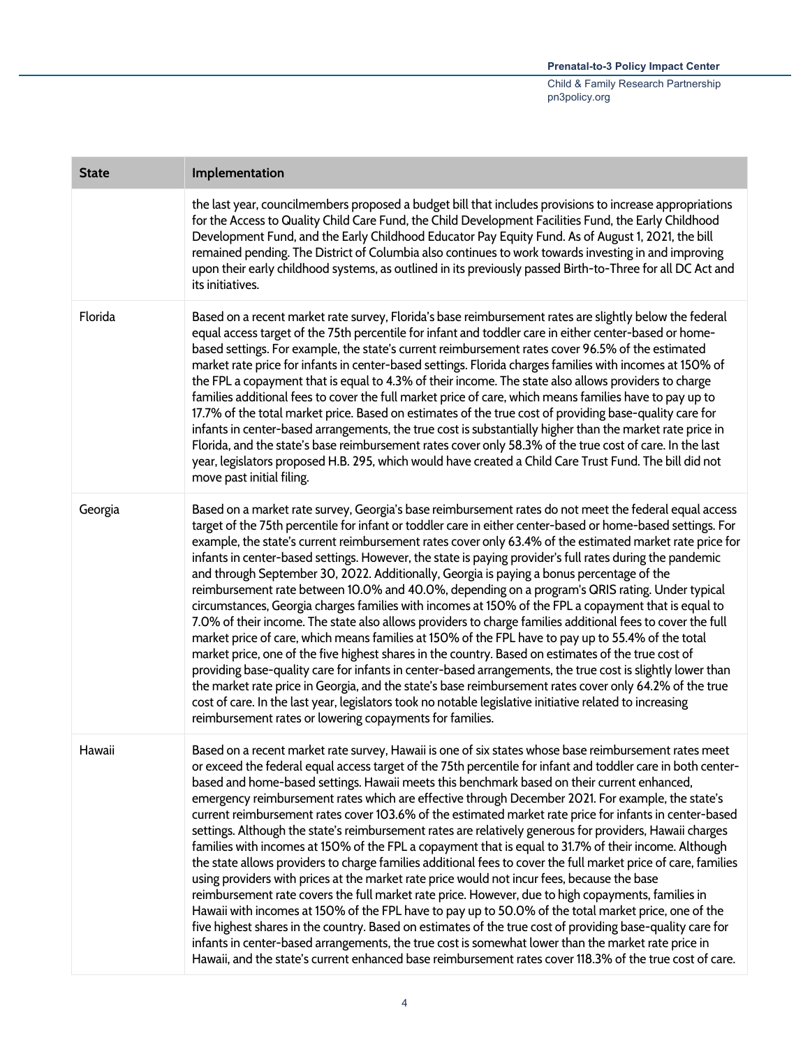| State | Implementation |
| --- | --- |
| | the last year, councilmembers proposed a budget bill that includes provisions to increase appropriations for the Access to Quality Child Care Fund, the Child Development Facilities Fund, the Early Childhood Development Fund, and the Early Childhood Educator Pay Equity Fund. As of August 1, 2021, the bill remained pending. The District of Columbia also continues to work towards investing in and improving upon their early childhood systems, as outlined in its previously passed Birth-to-Three for all DC Act and its initiatives. |
| Florida | Based on a recent market rate survey, Florida's base reimbursement rates are slightly below the federal equal access target of the 75th percentile for infant and toddler care in either center-based or home-based settings. For example, the state's current reimbursement rates cover 96.5% of the estimated market rate price for infants in center-based settings. Florida charges families with incomes at 150% of the FPL a copayment that is equal to 4.3% of their income. The state also allows providers to charge families additional fees to cover the full market price of care, which means families have to pay up to 17.7% of the total market price. Based on estimates of the true cost of providing base-quality care for infants in center-based arrangements, the true cost is substantially higher than the market rate price in Florida, and the state's base reimbursement rates cover only 58.3% of the true cost of care. In the last year, legislators proposed H.B. 295, which would have created a Child Care Trust Fund. The bill did not move past initial filing. |
| Georgia | Based on a market rate survey, Georgia's base reimbursement rates do not meet the federal equal access target of the 75th percentile for infant or toddler care in either center-based or home-based settings. For example, the state's current reimbursement rates cover only 63.4% of the estimated market rate price for infants in center-based settings. However, the state is paying provider's full rates during the pandemic and through September 30, 2022. Additionally, Georgia is paying a bonus percentage of the reimbursement rate between 10.0% and 40.0%, depending on a program's QRIS rating. Under typical circumstances, Georgia charges families with incomes at 150% of the FPL a copayment that is equal to 7.0% of their income. The state also allows providers to charge families additional fees to cover the full market price of care, which means families at 150% of the FPL have to pay up to 55.4% of the total market price, one of the five highest shares in the country. Based on estimates of the true cost of providing base-quality care for infants in center-based arrangements, the true cost is slightly lower than the market rate price in Georgia, and the state's base reimbursement rates cover only 64.2% of the true cost of care. In the last year, legislators took no notable legislative initiative related to increasing reimbursement rates or lowering copayments for families. |
| Hawaii | Based on a recent market rate survey, Hawaii is one of six states whose base reimbursement rates meet or exceed the federal equal access target of the 75th percentile for infant and toddler care in both center-based and home-based settings. Hawaii meets this benchmark based on their current enhanced, emergency reimbursement rates which are effective through December 2021. For example, the state's current reimbursement rates cover 103.6% of the estimated market rate price for infants in center-based settings. Although the state's reimbursement rates are relatively generous for providers, Hawaii charges families with incomes at 150% of the FPL a copayment that is equal to 31.7% of their income. Although the state allows providers to charge families additional fees to cover the full market price of care, families using providers with prices at the market rate price would not incur fees, because the base reimbursement rate covers the full market rate price. However, due to high copayments, families in Hawaii with incomes at 150% of the FPL have to pay up to 50.0% of the total market price, one of the five highest shares in the country. Based on estimates of the true cost of providing base-quality care for infants in center-based arrangements, the true cost is somewhat lower than the market rate price in Hawaii, and the state's current enhanced base reimbursement rates cover 118.3% of the true cost of care. |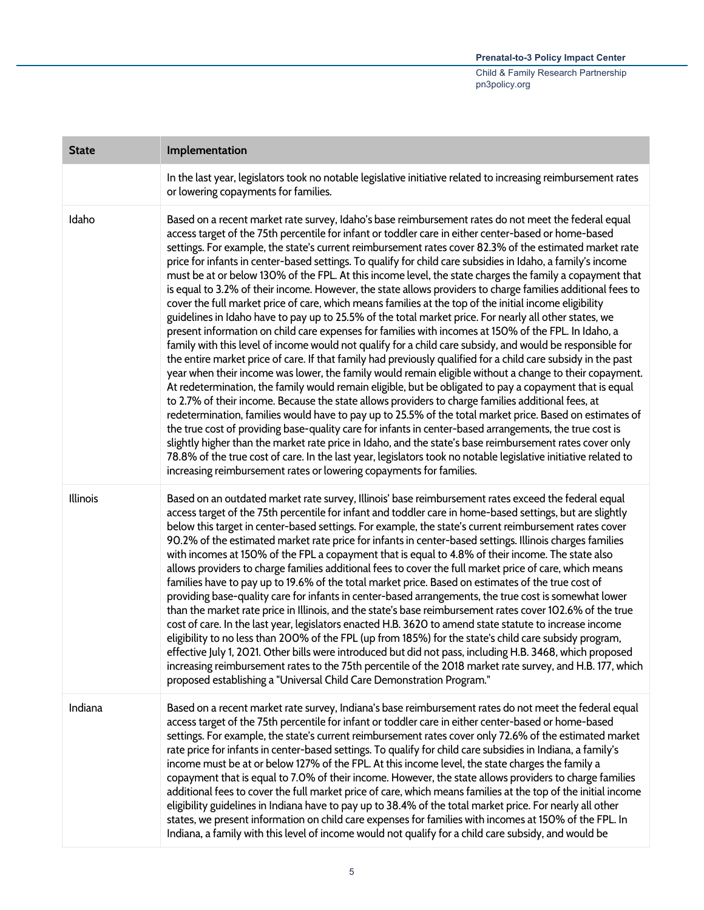| State | Implementation |
| --- | --- |
| | In the last year, legislators took no notable legislative initiative related to increasing reimbursement rates or lowering copayments for families. |
| Idaho | Based on a recent market rate survey, Idaho's base reimbursement rates do not meet the federal equal access target of the 75th percentile for infant or toddler care in either center-based or home-based settings. For example, the state's current reimbursement rates cover 82.3% of the estimated market rate price for infants in center-based settings. To qualify for child care subsidies in Idaho, a family's income must be at or below 130% of the FPL. At this income level, the state charges the family a copayment that is equal to 3.2% of their income. However, the state allows providers to charge families additional fees to cover the full market price of care, which means families at the top of the initial income eligibility guidelines in Idaho have to pay up to 25.5% of the total market price. For nearly all other states, we present information on child care expenses for families with incomes at 150% of the FPL. In Idaho, a family with this level of income would not qualify for a child care subsidy, and would be responsible for the entire market price of care. If that family had previously qualified for a child care subsidy in the past year when their income was lower, the family would remain eligible without a change to their copayment. At redetermination, the family would remain eligible, but be obligated to pay a copayment that is equal to 2.7% of their income. Because the state allows providers to charge families additional fees, at redetermination, families would have to pay up to 25.5% of the total market price. Based on estimates of the true cost of providing base-quality care for infants in center-based arrangements, the true cost is slightly higher than the market rate price in Idaho, and the state's base reimbursement rates cover only 78.8% of the true cost of care. In the last year, legislators took no notable legislative initiative related to increasing reimbursement rates or lowering copayments for families. |
| Illinois | Based on an outdated market rate survey, Illinois' base reimbursement rates exceed the federal equal access target of the 75th percentile for infant and toddler care in home-based settings, but are slightly below this target in center-based settings. For example, the state's current reimbursement rates cover 90.2% of the estimated market rate price for infants in center-based settings. Illinois charges families with incomes at 150% of the FPL a copayment that is equal to 4.8% of their income. The state also allows providers to charge families additional fees to cover the full market price of care, which means families have to pay up to 19.6% of the total market price. Based on estimates of the true cost of providing base-quality care for infants in center-based arrangements, the true cost is somewhat lower than the market rate price in Illinois, and the state's base reimbursement rates cover 102.6% of the true cost of care. In the last year, legislators enacted H.B. 3620 to amend state statute to increase income eligibility to no less than 200% of the FPL (up from 185%) for the state's child care subsidy program, effective July 1, 2021. Other bills were introduced but did not pass, including H.B. 3468, which proposed increasing reimbursement rates to the 75th percentile of the 2018 market rate survey, and H.B. 177, which proposed establishing a "Universal Child Care Demonstration Program." |
| Indiana | Based on a recent market rate survey, Indiana's base reimbursement rates do not meet the federal equal access target of the 75th percentile for infant or toddler care in either center-based or home-based settings. For example, the state's current reimbursement rates cover only 72.6% of the estimated market rate price for infants in center-based settings. To qualify for child care subsidies in Indiana, a family's income must be at or below 127% of the FPL. At this income level, the state charges the family a copayment that is equal to 7.0% of their income. However, the state allows providers to charge families additional fees to cover the full market price of care, which means families at the top of the initial income eligibility guidelines in Indiana have to pay up to 38.4% of the total market price. For nearly all other states, we present information on child care expenses for families with incomes at 150% of the FPL. In Indiana, a family with this level of income would not qualify for a child care subsidy, and would be |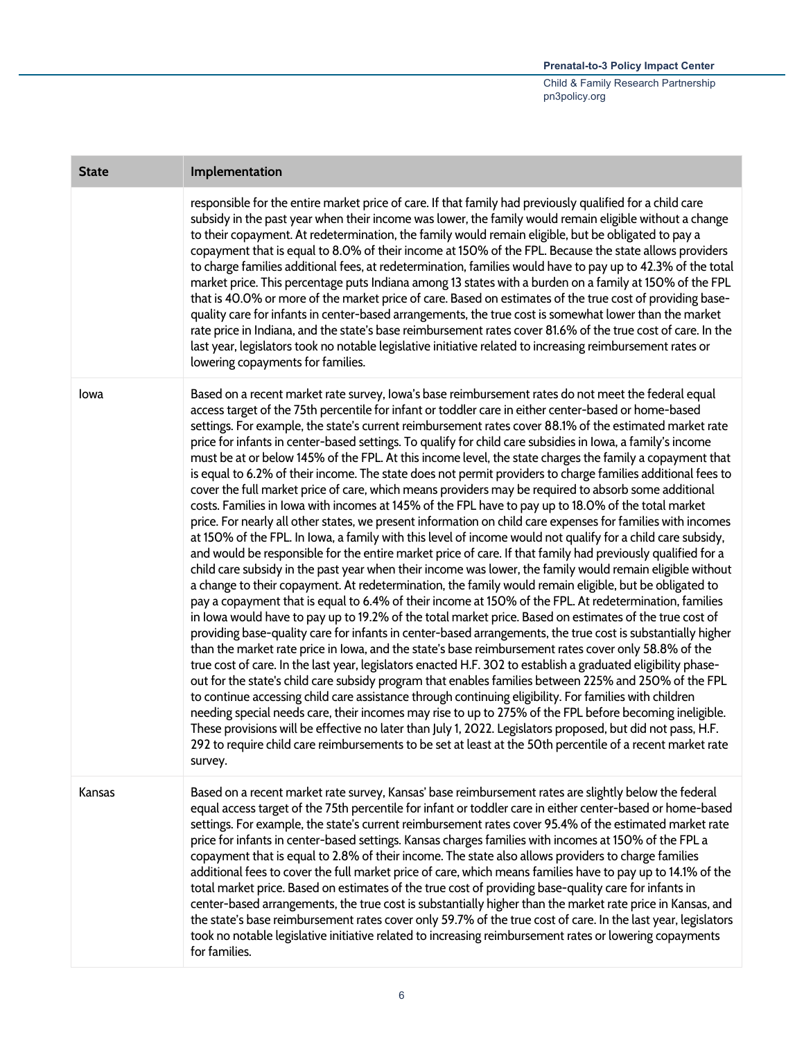| State | Implementation |
| --- | --- |
| | responsible for the entire market price of care. If that family had previously qualified for a child care subsidy in the past year when their income was lower, the family would remain eligible without a change to their copayment. At redetermination, the family would remain eligible, but be obligated to pay a copayment that is equal to 8.0% of their income at 150% of the FPL. Because the state allows providers to charge families additional fees, at redetermination, families would have to pay up to 42.3% of the total market price. This percentage puts Indiana among 13 states with a burden on a family at 150% of the FPL that is 40.0% or more of the market price of care. Based on estimates of the true cost of providing base-quality care for infants in center-based arrangements, the true cost is somewhat lower than the market rate price in Indiana, and the state's base reimbursement rates cover 81.6% of the true cost of care. In the last year, legislators took no notable legislative initiative related to increasing reimbursement rates or lowering copayments for families. |
| Iowa | Based on a recent market rate survey, Iowa's base reimbursement rates do not meet the federal equal access target of the 75th percentile for infant or toddler care in either center-based or home-based settings. For example, the state's current reimbursement rates cover 88.1% of the estimated market rate price for infants in center-based settings. To qualify for child care subsidies in Iowa, a family's income must be at or below 145% of the FPL. At this income level, the state charges the family a copayment that is equal to 6.2% of their income. The state does not permit providers to charge families additional fees to cover the full market price of care, which means providers may be required to absorb some additional costs. Families in Iowa with incomes at 145% of the FPL have to pay up to 18.0% of the total market price. For nearly all other states, we present information on child care expenses for families with incomes at 150% of the FPL. In Iowa, a family with this level of income would not qualify for a child care subsidy, and would be responsible for the entire market price of care. If that family had previously qualified for a child care subsidy in the past year when their income was lower, the family would remain eligible without a change to their copayment. At redetermination, the family would remain eligible, but be obligated to pay a copayment that is equal to 6.4% of their income at 150% of the FPL. At redetermination, families in Iowa would have to pay up to 19.2% of the total market price. Based on estimates of the true cost of providing base-quality care for infants in center-based arrangements, the true cost is substantially higher than the market rate price in Iowa, and the state's base reimbursement rates cover only 58.8% of the true cost of care. In the last year, legislators enacted H.F. 302 to establish a graduated eligibility phase-out for the state's child care subsidy program that enables families between 225% and 250% of the FPL to continue accessing child care assistance through continuing eligibility. For families with children needing special needs care, their incomes may rise to up to 275% of the FPL before becoming ineligible. These provisions will be effective no later than July 1, 2022. Legislators proposed, but did not pass, H.F. 292 to require child care reimbursements to be set at least at the 50th percentile of a recent market rate survey. |
| Kansas | Based on a recent market rate survey, Kansas' base reimbursement rates are slightly below the federal equal access target of the 75th percentile for infant or toddler care in either center-based or home-based settings. For example, the state's current reimbursement rates cover 95.4% of the estimated market rate price for infants in center-based settings. Kansas charges families with incomes at 150% of the FPL a copayment that is equal to 2.8% of their income. The state also allows providers to charge families additional fees to cover the full market price of care, which means families have to pay up to 14.1% of the total market price. Based on estimates of the true cost of providing base-quality care for infants in center-based arrangements, the true cost is substantially higher than the market rate price in Kansas, and the state's base reimbursement rates cover only 59.7% of the true cost of care. In the last year, legislators took no notable legislative initiative related to increasing reimbursement rates or lowering copayments for families. |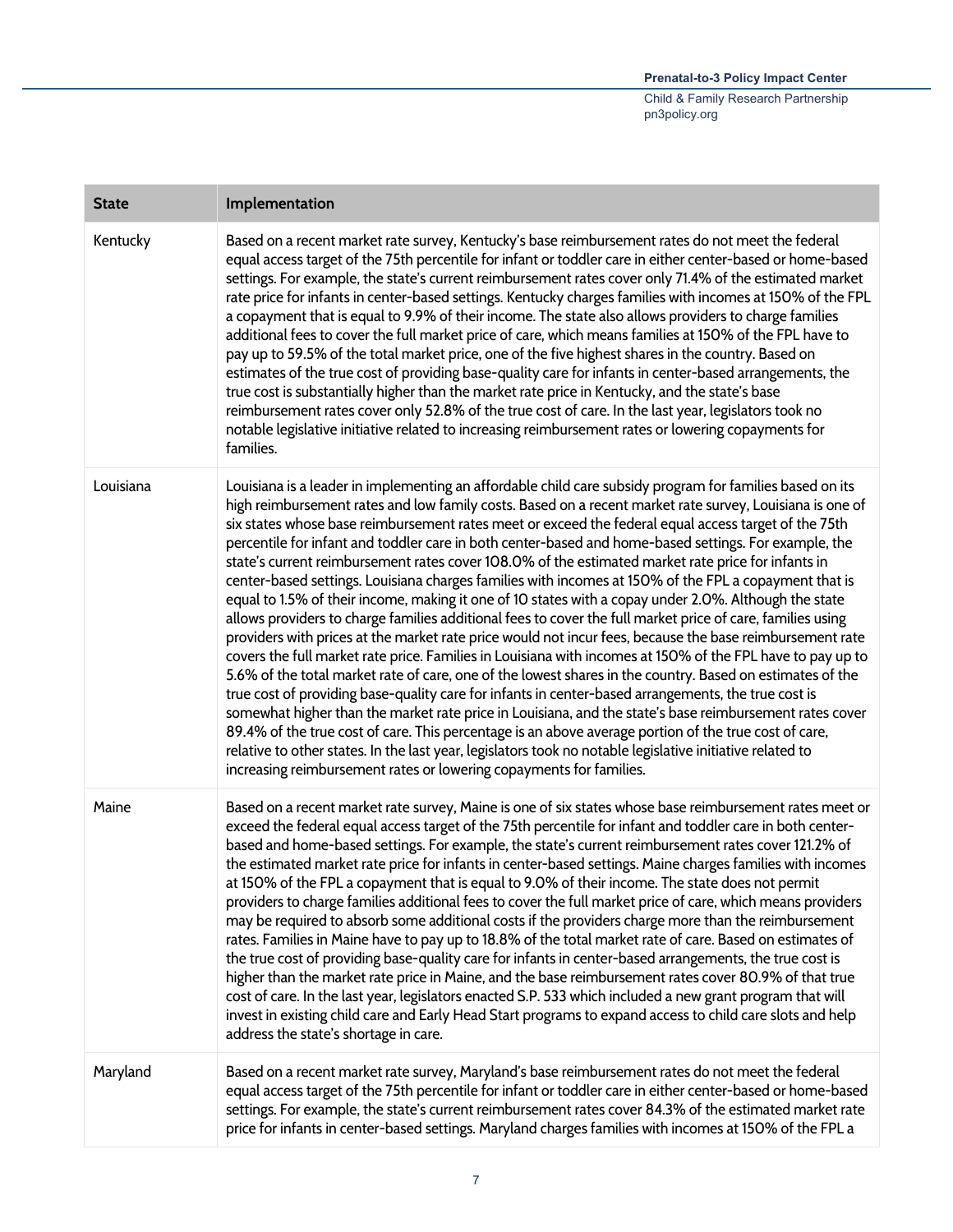| State | Implementation |
| --- | --- |
| Kentucky | Based on a recent market rate survey, Kentucky's base reimbursement rates do not meet the federal equal access target of the 75th percentile for infant or toddler care in either center-based or home-based settings. For example, the state's current reimbursement rates cover only 71.4% of the estimated market rate price for infants in center-based settings. Kentucky charges families with incomes at 150% of the FPL a copayment that is equal to 9.9% of their income. The state also allows providers to charge families additional fees to cover the full market price of care, which means families at 150% of the FPL have to pay up to 59.5% of the total market price, one of the five highest shares in the country. Based on estimates of the true cost of providing base-quality care for infants in center-based arrangements, the true cost is substantially higher than the market rate price in Kentucky, and the state's base reimbursement rates cover only 52.8% of the true cost of care. In the last year, legislators took no notable legislative initiative related to increasing reimbursement rates or lowering copayments for families. |
| Louisiana | Louisiana is a leader in implementing an affordable child care subsidy program for families based on its high reimbursement rates and low family costs. Based on a recent market rate survey, Louisiana is one of six states whose base reimbursement rates meet or exceed the federal equal access target of the 75th percentile for infant and toddler care in both center-based and home-based settings. For example, the state's current reimbursement rates cover 108.0% of the estimated market rate price for infants in center-based settings. Louisiana charges families with incomes at 150% of the FPL a copayment that is equal to 1.5% of their income, making it one of 10 states with a copay under 2.0%. Although the state allows providers to charge families additional fees to cover the full market price of care, families using providers with prices at the market rate price would not incur fees, because the base reimbursement rate covers the full market rate price. Families in Louisiana with incomes at 150% of the FPL have to pay up to 5.6% of the total market rate of care, one of the lowest shares in the country. Based on estimates of the true cost of providing base-quality care for infants in center-based arrangements, the true cost is somewhat higher than the market rate price in Louisiana, and the state's base reimbursement rates cover 89.4% of the true cost of care. This percentage is an above average portion of the true cost of care, relative to other states. In the last year, legislators took no notable legislative initiative related to increasing reimbursement rates or lowering copayments for families. |
| Maine | Based on a recent market rate survey, Maine is one of six states whose base reimbursement rates meet or exceed the federal equal access target of the 75th percentile for infant and toddler care in both center-based and home-based settings. For example, the state's current reimbursement rates cover 121.2% of the estimated market rate price for infants in center-based settings. Maine charges families with incomes at 150% of the FPL a copayment that is equal to 9.0% of their income. The state does not permit providers to charge families additional fees to cover the full market price of care, which means providers may be required to absorb some additional costs if the providers charge more than the reimbursement rates. Families in Maine have to pay up to 18.8% of the total market rate of care. Based on estimates of the true cost of providing base-quality care for infants in center-based arrangements, the true cost is higher than the market rate price in Maine, and the base reimbursement rates cover 80.9% of that true cost of care. In the last year, legislators enacted S.P. 533 which included a new grant program that will invest in existing child care and Early Head Start programs to expand access to child care slots and help address the state's shortage in care. |
| Maryland | Based on a recent market rate survey, Maryland's base reimbursement rates do not meet the federal equal access target of the 75th percentile for infant or toddler care in either center-based or home-based settings. For example, the state's current reimbursement rates cover 84.3% of the estimated market rate price for infants in center-based settings. Maryland charges families with incomes at 150% of the FPL a |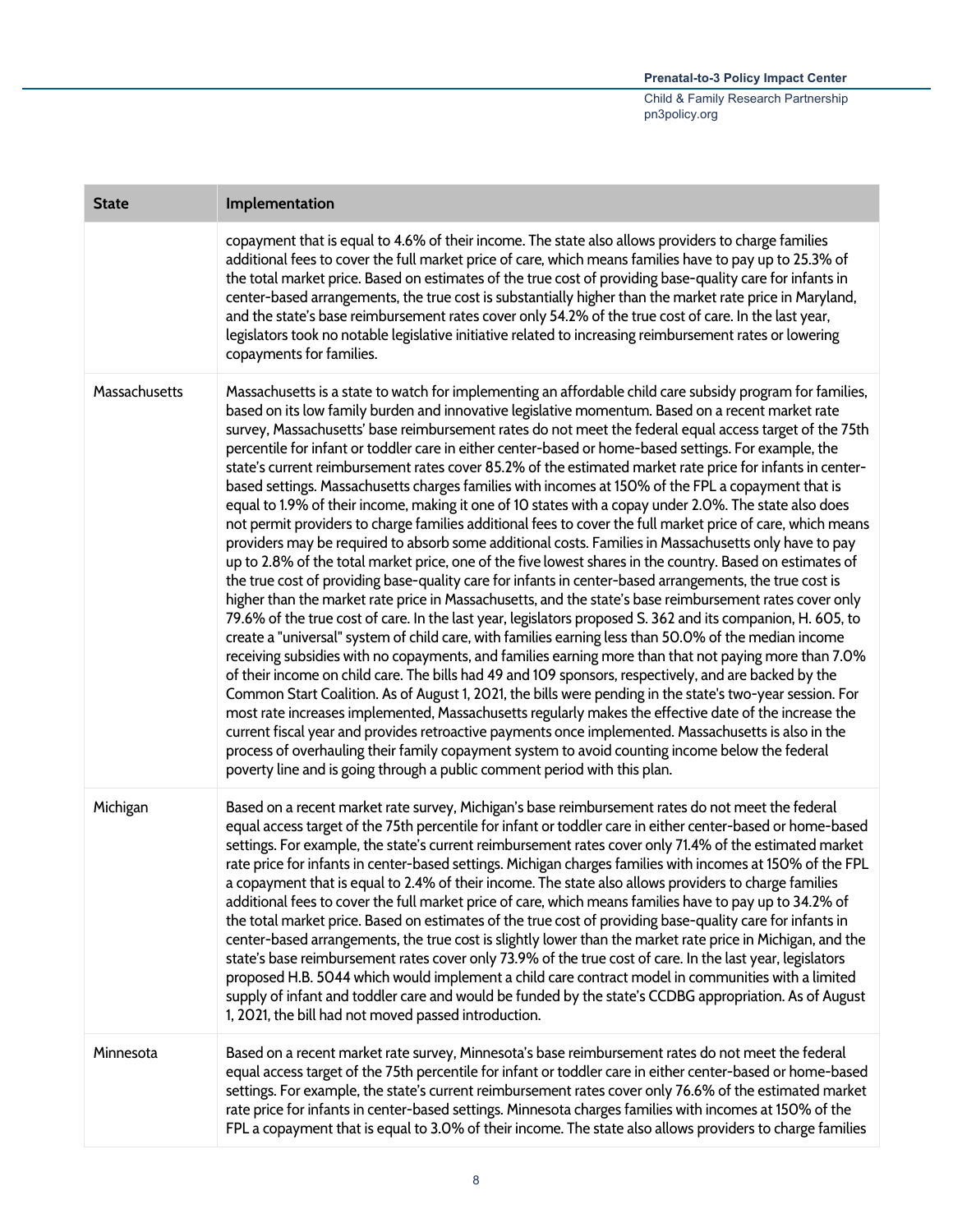| State | Implementation |
| --- | --- |
| | copayment that is equal to 4.6% of their income. The state also allows providers to charge families additional fees to cover the full market price of care, which means families have to pay up to 25.3% of the total market price. Based on estimates of the true cost of providing base-quality care for infants in center-based arrangements, the true cost is substantially higher than the market rate price in Maryland, and the state's base reimbursement rates cover only 54.2% of the true cost of care. In the last year, legislators took no notable legislative initiative related to increasing reimbursement rates or lowering copayments for families. |
| Massachusetts | Massachusetts is a state to watch for implementing an affordable child care subsidy program for families, based on its low family burden and innovative legislative momentum. Based on a recent market rate survey, Massachusetts' base reimbursement rates do not meet the federal equal access target of the 75th percentile for infant or toddler care in either center-based or home-based settings. For example, the state's current reimbursement rates cover 85.2% of the estimated market rate price for infants in center-based settings. Massachusetts charges families with incomes at 150% of the FPL a copayment that is equal to 1.9% of their income, making it one of 10 states with a copay under 2.0%. The state also does not permit providers to charge families additional fees to cover the full market price of care, which means providers may be required to absorb some additional costs. Families in Massachusetts only have to pay up to 2.8% of the total market price, one of the five lowest shares in the country. Based on estimates of the true cost of providing base-quality care for infants in center-based arrangements, the true cost is higher than the market rate price in Massachusetts, and the state's base reimbursement rates cover only 79.6% of the true cost of care. In the last year, legislators proposed S. 362 and its companion, H. 605, to create a "universal" system of child care, with families earning less than 50.0% of the median income receiving subsidies with no copayments, and families earning more than that not paying more than 7.0% of their income on child care. The bills had 49 and 109 sponsors, respectively, and are backed by the Common Start Coalition. As of August 1, 2021, the bills were pending in the state's two-year session. For most rate increases implemented, Massachusetts regularly makes the effective date of the increase the current fiscal year and provides retroactive payments once implemented. Massachusetts is also in the process of overhauling their family copayment system to avoid counting income below the federal poverty line and is going through a public comment period with this plan. |
| Michigan | Based on a recent market rate survey, Michigan's base reimbursement rates do not meet the federal equal access target of the 75th percentile for infant or toddler care in either center-based or home-based settings. For example, the state's current reimbursement rates cover only 71.4% of the estimated market rate price for infants in center-based settings. Michigan charges families with incomes at 150% of the FPL a copayment that is equal to 2.4% of their income. The state also allows providers to charge families additional fees to cover the full market price of care, which means families have to pay up to 34.2% of the total market price. Based on estimates of the true cost of providing base-quality care for infants in center-based arrangements, the true cost is slightly lower than the market rate price in Michigan, and the state's base reimbursement rates cover only 73.9% of the true cost of care. In the last year, legislators proposed H.B. 5044 which would implement a child care contract model in communities with a limited supply of infant and toddler care and would be funded by the state's CCDBG appropriation. As of August 1, 2021, the bill had not moved passed introduction. |
| Minnesota | Based on a recent market rate survey, Minnesota's base reimbursement rates do not meet the federal equal access target of the 75th percentile for infant or toddler care in either center-based or home-based settings. For example, the state's current reimbursement rates cover only 76.6% of the estimated market rate price for infants in center-based settings. Minnesota charges families with incomes at 150% of the FPL a copayment that is equal to 3.0% of their income. The state also allows providers to charge families |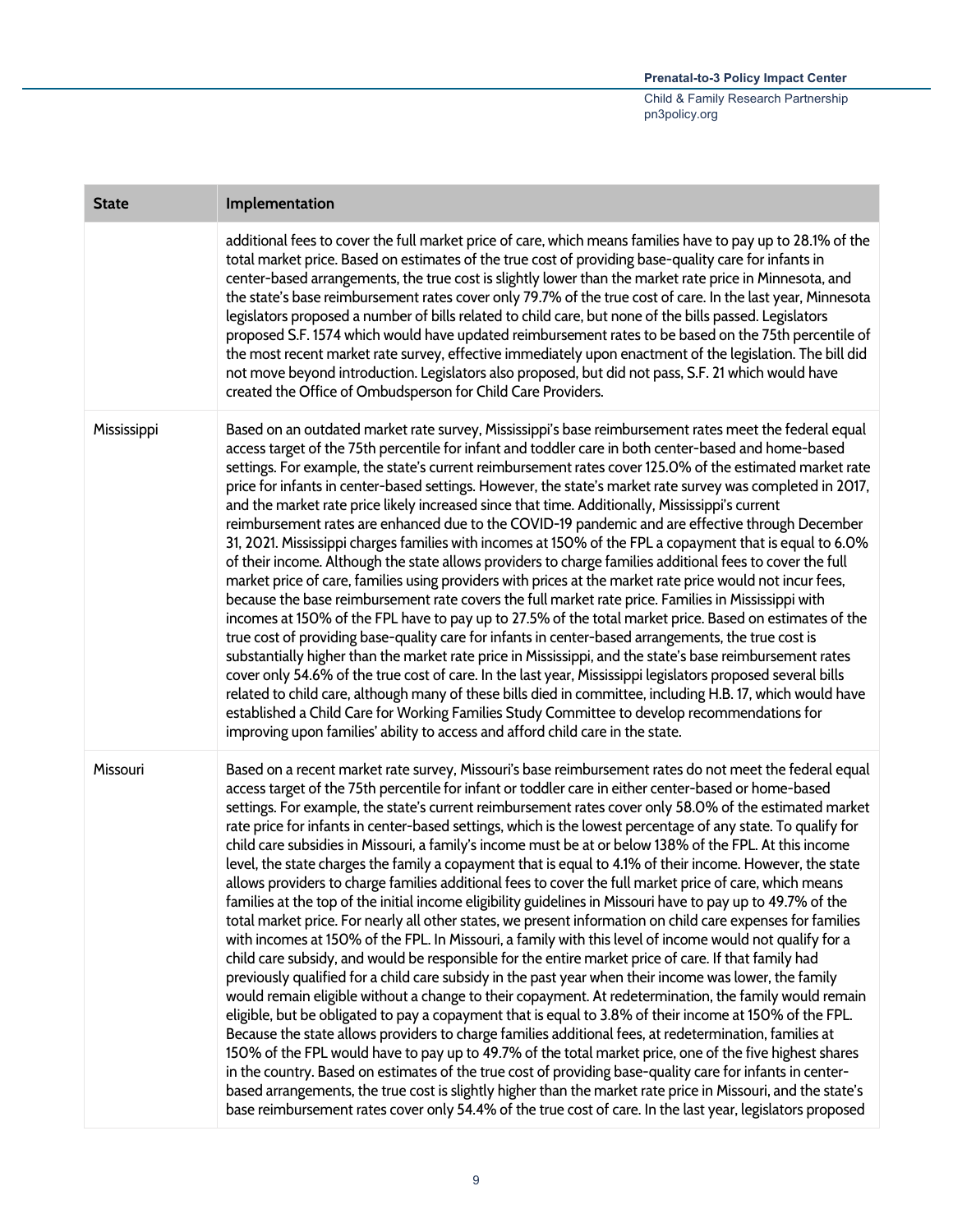| State | Implementation |
|---|---|
| | additional fees to cover the full market price of care, which means families have to pay up to 28.1% of the total market price. Based on estimates of the true cost of providing base-quality care for infants in center-based arrangements, the true cost is slightly lower than the market rate price in Minnesota, and the state's base reimbursement rates cover only 79.7% of the true cost of care. In the last year, Minnesota legislators proposed a number of bills related to child care, but none of the bills passed. Legislators proposed S.F. 1574 which would have updated reimbursement rates to be based on the 75th percentile of the most recent market rate survey, effective immediately upon enactment of the legislation. The bill did not move beyond introduction. Legislators also proposed, but did not pass, S.F. 21 which would have created the Office of Ombudsperson for Child Care Providers. |
| Mississippi | Based on an outdated market rate survey, Mississippi's base reimbursement rates meet the federal equal access target of the 75th percentile for infant and toddler care in both center-based and home-based settings. For example, the state's current reimbursement rates cover 125.0% of the estimated market rate price for infants in center-based settings. However, the state's market rate survey was completed in 2017, and the market rate price likely increased since that time. Additionally, Mississippi's current reimbursement rates are enhanced due to the COVID-19 pandemic and are effective through December 31, 2021. Mississippi charges families with incomes at 150% of the FPL a copayment that is equal to 6.0% of their income. Although the state allows providers to charge families additional fees to cover the full market price of care, families using providers with prices at the market rate price would not incur fees, because the base reimbursement rate covers the full market rate price. Families in Mississippi with incomes at 150% of the FPL have to pay up to 27.5% of the total market price. Based on estimates of the true cost of providing base-quality care for infants in center-based arrangements, the true cost is substantially higher than the market rate price in Mississippi, and the state's base reimbursement rates cover only 54.6% of the true cost of care. In the last year, Mississippi legislators proposed several bills related to child care, although many of these bills died in committee, including H.B. 17, which would have established a Child Care for Working Families Study Committee to develop recommendations for improving upon families' ability to access and afford child care in the state. |
| Missouri | Based on a recent market rate survey, Missouri's base reimbursement rates do not meet the federal equal access target of the 75th percentile for infant or toddler care in either center-based or home-based settings. For example, the state's current reimbursement rates cover only 58.0% of the estimated market rate price for infants in center-based settings, which is the lowest percentage of any state. To qualify for child care subsidies in Missouri, a family's income must be at or below 138% of the FPL. At this income level, the state charges the family a copayment that is equal to 4.1% of their income. However, the state allows providers to charge families additional fees to cover the full market price of care, which means families at the top of the initial income eligibility guidelines in Missouri have to pay up to 49.7% of the total market price. For nearly all other states, we present information on child care expenses for families with incomes at 150% of the FPL. In Missouri, a family with this level of income would not qualify for a child care subsidy, and would be responsible for the entire market price of care. If that family had previously qualified for a child care subsidy in the past year when their income was lower, the family would remain eligible without a change to their copayment. At redetermination, the family would remain eligible, but be obligated to pay a copayment that is equal to 3.8% of their income at 150% of the FPL. Because the state allows providers to charge families additional fees, at redetermination, families at 150% of the FPL would have to pay up to 49.7% of the total market price, one of the five highest shares in the country. Based on estimates of the true cost of providing base-quality care for infants in center-based arrangements, the true cost is slightly higher than the market rate price in Missouri, and the state's base reimbursement rates cover only 54.4% of the true cost of care. In the last year, legislators proposed |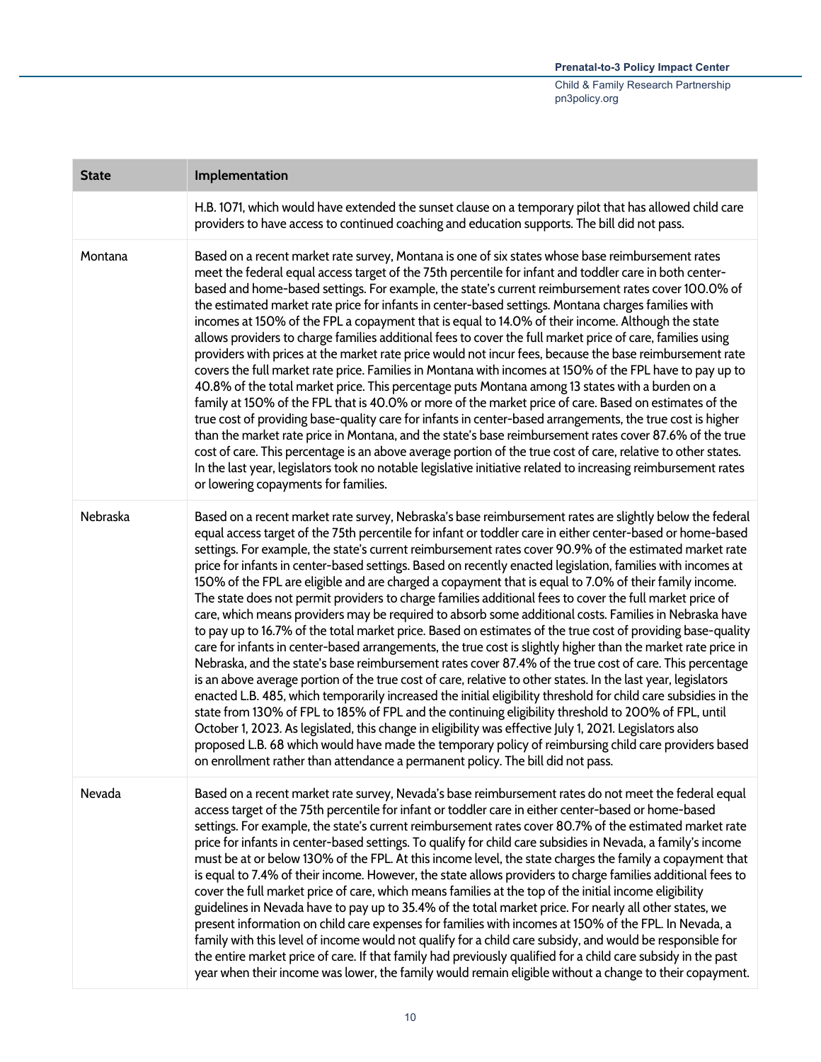| State | Implementation |
| --- | --- |
| | H.B. 1071, which would have extended the sunset clause on a temporary pilot that has allowed child care providers to have access to continued coaching and education supports. The bill did not pass. |
| Montana | Based on a recent market rate survey, Montana is one of six states whose base reimbursement rates meet the federal equal access target of the 75th percentile for infant and toddler care in both center-based and home-based settings. For example, the state's current reimbursement rates cover 100.0% of the estimated market rate price for infants in center-based settings. Montana charges families with incomes at 150% of the FPL a copayment that is equal to 14.0% of their income. Although the state allows providers to charge families additional fees to cover the full market price of care, families using providers with prices at the market rate price would not incur fees, because the base reimbursement rate covers the full market rate price. Families in Montana with incomes at 150% of the FPL have to pay up to 40.8% of the total market price. This percentage puts Montana among 13 states with a burden on a family at 150% of the FPL that is 40.0% or more of the market price of care. Based on estimates of the true cost of providing base-quality care for infants in center-based arrangements, the true cost is higher than the market rate price in Montana, and the state's base reimbursement rates cover 87.6% of the true cost of care. This percentage is an above average portion of the true cost of care, relative to other states. In the last year, legislators took no notable legislative initiative related to increasing reimbursement rates or lowering copayments for families. |
| Nebraska | Based on a recent market rate survey, Nebraska's base reimbursement rates are slightly below the federal equal access target of the 75th percentile for infant or toddler care in either center-based or home-based settings. For example, the state's current reimbursement rates cover 90.9% of the estimated market rate price for infants in center-based settings. Based on recently enacted legislation, families with incomes at 150% of the FPL are eligible and are charged a copayment that is equal to 7.0% of their family income. The state does not permit providers to charge families additional fees to cover the full market price of care, which means providers may be required to absorb some additional costs. Families in Nebraska have to pay up to 16.7% of the total market price. Based on estimates of the true cost of providing base-quality care for infants in center-based arrangements, the true cost is slightly higher than the market rate price in Nebraska, and the state's base reimbursement rates cover 87.4% of the true cost of care. This percentage is an above average portion of the true cost of care, relative to other states. In the last year, legislators enacted L.B. 485, which temporarily increased the initial eligibility threshold for child care subsidies in the state from 130% of FPL to 185% of FPL and the continuing eligibility threshold to 200% of FPL, until October 1, 2023. As legislated, this change in eligibility was effective July 1, 2021. Legislators also proposed L.B. 68 which would have made the temporary policy of reimbursing child care providers based on enrollment rather than attendance a permanent policy. The bill did not pass. |
| Nevada | Based on a recent market rate survey, Nevada's base reimbursement rates do not meet the federal equal access target of the 75th percentile for infant or toddler care in either center-based or home-based settings. For example, the state's current reimbursement rates cover 80.7% of the estimated market rate price for infants in center-based settings. To qualify for child care subsidies in Nevada, a family's income must be at or below 130% of the FPL. At this income level, the state charges the family a copayment that is equal to 7.4% of their income. However, the state allows providers to charge families additional fees to cover the full market price of care, which means families at the top of the initial income eligibility guidelines in Nevada have to pay up to 35.4% of the total market price. For nearly all other states, we present information on child care expenses for families with incomes at 150% of the FPL. In Nevada, a family with this level of income would not qualify for a child care subsidy, and would be responsible for the entire market price of care. If that family had previously qualified for a child care subsidy in the past year when their income was lower, the family would remain eligible without a change to their copayment. |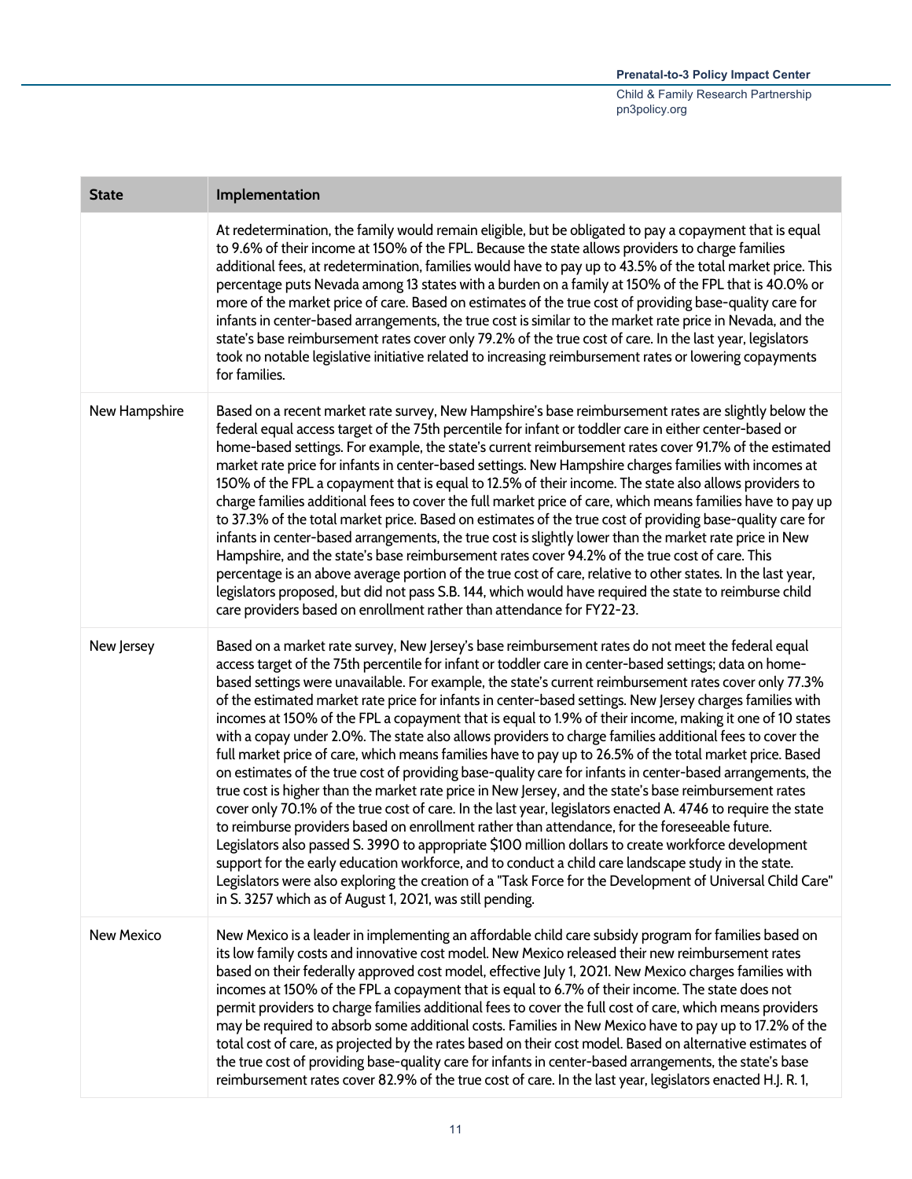| State | Implementation |
|---|---|
| | At redetermination, the family would remain eligible, but be obligated to pay a copayment that is equal to 9.6% of their income at 150% of the FPL. Because the state allows providers to charge families additional fees, at redetermination, families would have to pay up to 43.5% of the total market price. This percentage puts Nevada among 13 states with a burden on a family at 150% of the FPL that is 40.0% or more of the market price of care. Based on estimates of the true cost of providing base-quality care for infants in center-based arrangements, the true cost is similar to the market rate price in Nevada, and the state's base reimbursement rates cover only 79.2% of the true cost of care. In the last year, legislators took no notable legislative initiative related to increasing reimbursement rates or lowering copayments for families. |
| New Hampshire | Based on a recent market rate survey, New Hampshire's base reimbursement rates are slightly below the federal equal access target of the 75th percentile for infant or toddler care in either center-based or home-based settings. For example, the state's current reimbursement rates cover 91.7% of the estimated market rate price for infants in center-based settings. New Hampshire charges families with incomes at 150% of the FPL a copayment that is equal to 12.5% of their income. The state also allows providers to charge families additional fees to cover the full market price of care, which means families have to pay up to 37.3% of the total market price. Based on estimates of the true cost of providing base-quality care for infants in center-based arrangements, the true cost is slightly lower than the market rate price in New Hampshire, and the state's base reimbursement rates cover 94.2% of the true cost of care. This percentage is an above average portion of the true cost of care, relative to other states. In the last year, legislators proposed, but did not pass S.B. 144, which would have required the state to reimburse child care providers based on enrollment rather than attendance for FY22-23. |
| New Jersey | Based on a market rate survey, New Jersey's base reimbursement rates do not meet the federal equal access target of the 75th percentile for infant or toddler care in center-based settings; data on home-based settings were unavailable. For example, the state's current reimbursement rates cover only 77.3% of the estimated market rate price for infants in center-based settings. New Jersey charges families with incomes at 150% of the FPL a copayment that is equal to 1.9% of their income, making it one of 10 states with a copay under 2.0%. The state also allows providers to charge families additional fees to cover the full market price of care, which means families have to pay up to 26.5% of the total market price. Based on estimates of the true cost of providing base-quality care for infants in center-based arrangements, the true cost is higher than the market rate price in New Jersey, and the state's base reimbursement rates cover only 70.1% of the true cost of care. In the last year, legislators enacted A. 4746 to require the state to reimburse providers based on enrollment rather than attendance, for the foreseeable future. Legislators also passed S. 3990 to appropriate $100 million dollars to create workforce development support for the early education workforce, and to conduct a child care landscape study in the state. Legislators were also exploring the creation of a "Task Force for the Development of Universal Child Care" in S. 3257 which as of August 1, 2021, was still pending. |
| New Mexico | New Mexico is a leader in implementing an affordable child care subsidy program for families based on its low family costs and innovative cost model. New Mexico released their new reimbursement rates based on their federally approved cost model, effective July 1, 2021. New Mexico charges families with incomes at 150% of the FPL a copayment that is equal to 6.7% of their income. The state does not permit providers to charge families additional fees to cover the full cost of care, which means providers may be required to absorb some additional costs. Families in New Mexico have to pay up to 17.2% of the total cost of care, as projected by the rates based on their cost model. Based on alternative estimates of the true cost of providing base-quality care for infants in center-based arrangements, the state's base reimbursement rates cover 82.9% of the true cost of care. In the last year, legislators enacted H.J. R. 1, |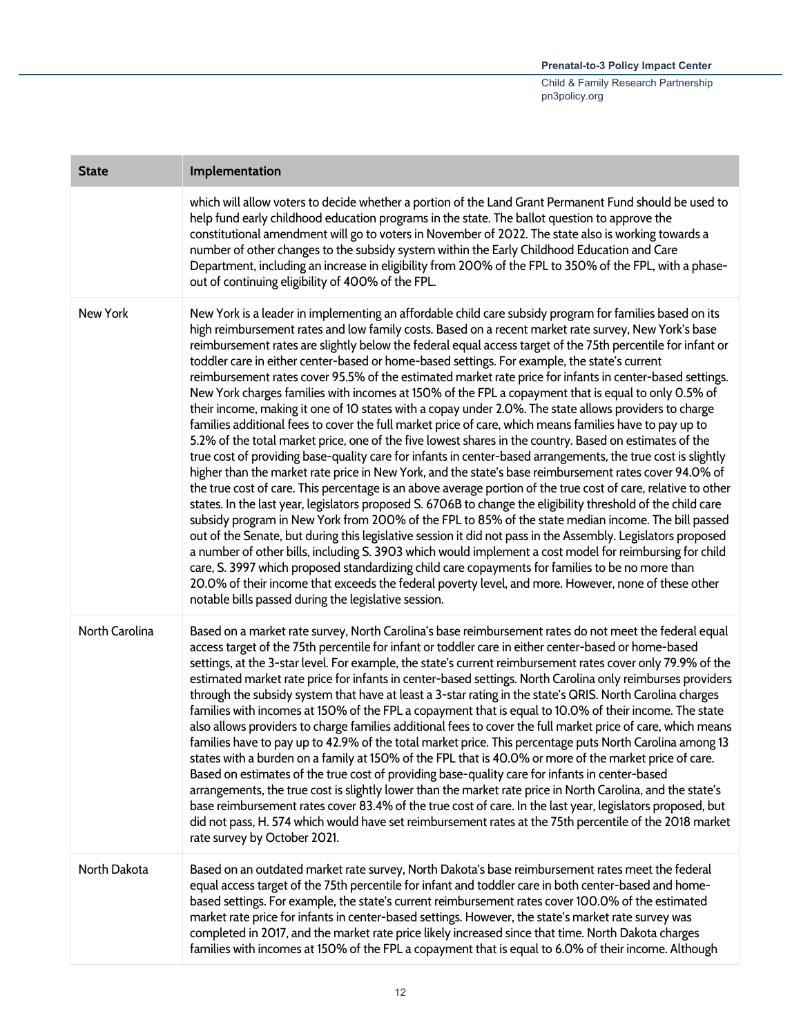| State | Implementation |
|---|---|
| | which will allow voters to decide whether a portion of the Land Grant Permanent Fund should be used to help fund early childhood education programs in the state. The ballot question to approve the constitutional amendment will go to voters in November of 2022. The state also is working towards a number of other changes to the subsidy system within the Early Childhood Education and Care Department, including an increase in eligibility from 200% of the FPL to 350% of the FPL, with a phase-out of continuing eligibility of 400% of the FPL. |
| New York | New York is a leader in implementing an affordable child care subsidy program for families based on its high reimbursement rates and low family costs. Based on a recent market rate survey, New York's base reimbursement rates are slightly below the federal equal access target of the 75th percentile for infant or toddler care in either center-based or home-based settings. For example, the state's current reimbursement rates cover 95.5% of the estimated market rate price for infants in center-based settings. New York charges families with incomes at 150% of the FPL a copayment that is equal to only 0.5% of their income, making it one of 10 states with a copay under 2.0%. The state allows providers to charge families additional fees to cover the full market price of care, which means families have to pay up to 5.2% of the total market price, one of the five lowest shares in the country. Based on estimates of the true cost of providing base-quality care for infants in center-based arrangements, the true cost is slightly higher than the market rate price in New York, and the state's base reimbursement rates cover 94.0% of the true cost of care. This percentage is an above average portion of the true cost of care, relative to other states. In the last year, legislators proposed S. 6706B to change the eligibility threshold of the child care subsidy program in New York from 200% of the FPL to 85% of the state median income. The bill passed out of the Senate, but during this legislative session it did not pass in the Assembly. Legislators proposed a number of other bills, including S. 3903 which would implement a cost model for reimbursing for child care, S. 3997 which proposed standardizing child care copayments for families to be no more than 20.0% of their income that exceeds the federal poverty level, and more. However, none of these other notable bills passed during the legislative session. |
| North Carolina | Based on a market rate survey, North Carolina's base reimbursement rates do not meet the federal equal access target of the 75th percentile for infant or toddler care in either center-based or home-based settings, at the 3-star level. For example, the state's current reimbursement rates cover only 79.9% of the estimated market rate price for infants in center-based settings. North Carolina only reimburses providers through the subsidy system that have at least a 3-star rating in the state's QRIS. North Carolina charges families with incomes at 150% of the FPL a copayment that is equal to 10.0% of their income. The state also allows providers to charge families additional fees to cover the full market price of care, which means families have to pay up to 42.9% of the total market price. This percentage puts North Carolina among 13 states with a burden on a family at 150% of the FPL that is 40.0% or more of the market price of care. Based on estimates of the true cost of providing base-quality care for infants in center-based arrangements, the true cost is slightly lower than the market rate price in North Carolina, and the state's base reimbursement rates cover 83.4% of the true cost of care. In the last year, legislators proposed, but did not pass, H. 574 which would have set reimbursement rates at the 75th percentile of the 2018 market rate survey by October 2021. |
| North Dakota | Based on an outdated market rate survey, North Dakota's base reimbursement rates meet the federal equal access target of the 75th percentile for infant and toddler care in both center-based and home-based settings. For example, the state's current reimbursement rates cover 100.0% of the estimated market rate price for infants in center-based settings. However, the state's market rate survey was completed in 2017, and the market rate price likely increased since that time. North Dakota charges families with incomes at 150% of the FPL a copayment that is equal to 6.0% of their income. Although |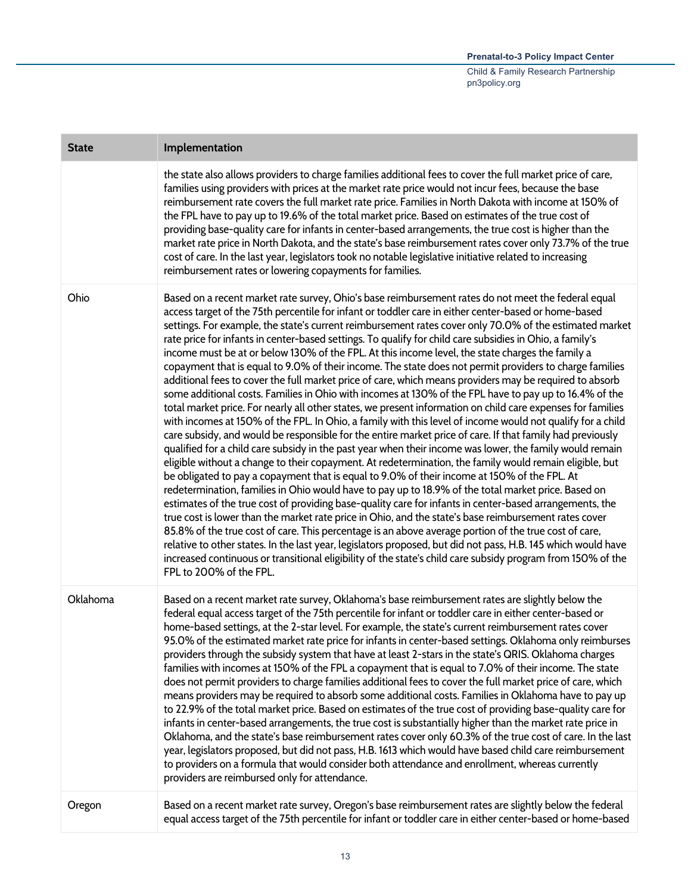| State | Implementation |
| --- | --- |
| | the state also allows providers to charge families additional fees to cover the full market price of care, families using providers with prices at the market rate price would not incur fees, because the base reimbursement rate covers the full market rate price. Families in North Dakota with income at 150% of the FPL have to pay up to 19.6% of the total market price. Based on estimates of the true cost of providing base-quality care for infants in center-based arrangements, the true cost is higher than the market rate price in North Dakota, and the state's base reimbursement rates cover only 73.7% of the true cost of care. In the last year, legislators took no notable legislative initiative related to increasing reimbursement rates or lowering copayments for families. |
| Ohio | Based on a recent market rate survey, Ohio's base reimbursement rates do not meet the federal equal access target of the 75th percentile for infant or toddler care in either center-based or home-based settings. For example, the state's current reimbursement rates cover only 70.0% of the estimated market rate price for infants in center-based settings. To qualify for child care subsidies in Ohio, a family's income must be at or below 130% of the FPL. At this income level, the state charges the family a copayment that is equal to 9.0% of their income. The state does not permit providers to charge families additional fees to cover the full market price of care, which means providers may be required to absorb some additional costs. Families in Ohio with incomes at 130% of the FPL have to pay up to 16.4% of the total market price. For nearly all other states, we present information on child care expenses for families with incomes at 150% of the FPL. In Ohio, a family with this level of income would not qualify for a child care subsidy, and would be responsible for the entire market price of care. If that family had previously qualified for a child care subsidy in the past year when their income was lower, the family would remain eligible without a change to their copayment. At redetermination, the family would remain eligible, but be obligated to pay a copayment that is equal to 9.0% of their income at 150% of the FPL. At redetermination, families in Ohio would have to pay up to 18.9% of the total market price. Based on estimates of the true cost of providing base-quality care for infants in center-based arrangements, the true cost is lower than the market rate price in Ohio, and the state's base reimbursement rates cover 85.8% of the true cost of care. This percentage is an above average portion of the true cost of care, relative to other states. In the last year, legislators proposed, but did not pass, H.B. 145 which would have increased continuous or transitional eligibility of the state's child care subsidy program from 150% of the FPL to 200% of the FPL. |
| Oklahoma | Based on a recent market rate survey, Oklahoma's base reimbursement rates are slightly below the federal equal access target of the 75th percentile for infant or toddler care in either center-based or home-based settings, at the 2-star level. For example, the state's current reimbursement rates cover 95.0% of the estimated market rate price for infants in center-based settings. Oklahoma only reimburses providers through the subsidy system that have at least 2-stars in the state's QRIS. Oklahoma charges families with incomes at 150% of the FPL a copayment that is equal to 7.0% of their income. The state does not permit providers to charge families additional fees to cover the full market price of care, which means providers may be required to absorb some additional costs. Families in Oklahoma have to pay up to 22.9% of the total market price. Based on estimates of the true cost of providing base-quality care for infants in center-based arrangements, the true cost is substantially higher than the market rate price in Oklahoma, and the state's base reimbursement rates cover only 60.3% of the true cost of care. In the last year, legislators proposed, but did not pass, H.B. 1613 which would have based child care reimbursement to providers on a formula that would consider both attendance and enrollment, whereas currently providers are reimbursed only for attendance. |
| Oregon | Based on a recent market rate survey, Oregon's base reimbursement rates are slightly below the federal equal access target of the 75th percentile for infant or toddler care in either center-based or home-based |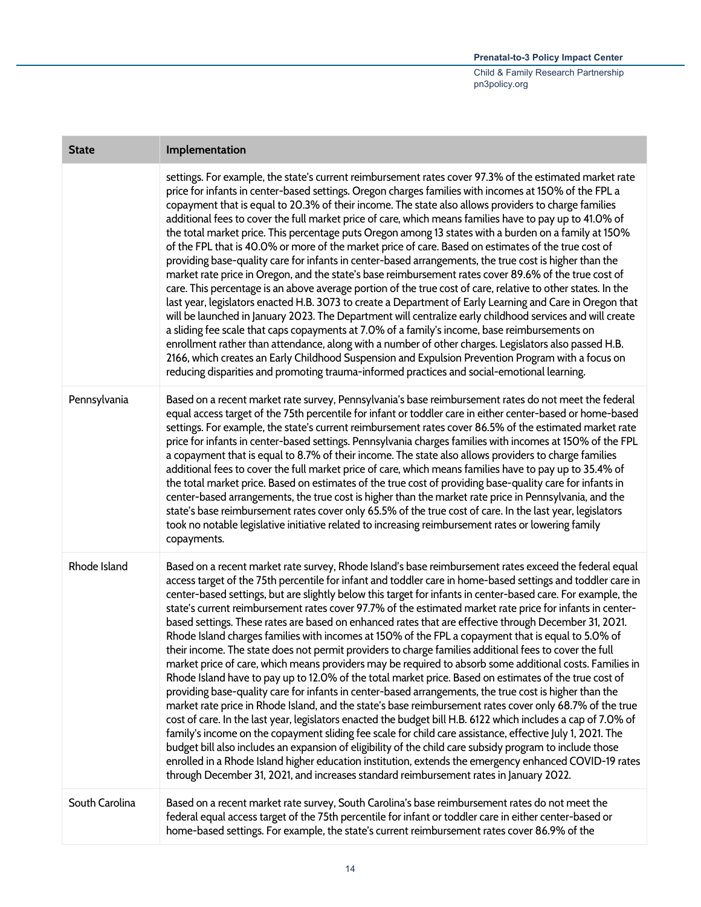| State | Implementation |
| --- | --- |
| | settings. For example, the state's current reimbursement rates cover 97.3% of the estimated market rate price for infants in center-based settings. Oregon charges families with incomes at 150% of the FPL a copayment that is equal to 20.3% of their income. The state also allows providers to charge families additional fees to cover the full market price of care, which means families have to pay up to 41.0% of the total market price. This percentage puts Oregon among 13 states with a burden on a family at 150% of the FPL that is 40.0% or more of the market price of care. Based on estimates of the true cost of providing base-quality care for infants in center-based arrangements, the true cost is higher than the market rate price in Oregon, and the state's base reimbursement rates cover 89.6% of the true cost of care. This percentage is an above average portion of the true cost of care, relative to other states. In the last year, legislators enacted H.B. 3073 to create a Department of Early Learning and Care in Oregon that will be launched in January 2023. The Department will centralize early childhood services and will create a sliding fee scale that caps copayments at 7.0% of a family's income, base reimbursements on enrollment rather than attendance, along with a number of other charges. Legislators also passed H.B. 2166, which creates an Early Childhood Suspension and Expulsion Prevention Program with a focus on reducing disparities and promoting trauma-informed practices and social-emotional learning. |
| Pennsylvania | Based on a recent market rate survey, Pennsylvania's base reimbursement rates do not meet the federal equal access target of the 75th percentile for infant or toddler care in either center-based or home-based settings. For example, the state's current reimbursement rates cover 86.5% of the estimated market rate price for infants in center-based settings. Pennsylvania charges families with incomes at 150% of the FPL a copayment that is equal to 8.7% of their income. The state also allows providers to charge families additional fees to cover the full market price of care, which means families have to pay up to 35.4% of the total market price. Based on estimates of the true cost of providing base-quality care for infants in center-based arrangements, the true cost is higher than the market rate price in Pennsylvania, and the state's base reimbursement rates cover only 65.5% of the true cost of care. In the last year, legislators took no notable legislative initiative related to increasing reimbursement rates or lowering family copayments. |
| Rhode Island | Based on a recent market rate survey, Rhode Island's base reimbursement rates exceed the federal equal access target of the 75th percentile for infant and toddler care in home-based settings and toddler care in center-based settings, but are slightly below this target for infants in center-based care. For example, the state's current reimbursement rates cover 97.7% of the estimated market rate price for infants in center-based settings. These rates are based on enhanced rates that are effective through December 31, 2021. Rhode Island charges families with incomes at 150% of the FPL a copayment that is equal to 5.0% of their income. The state does not permit providers to charge families additional fees to cover the full market price of care, which means providers may be required to absorb some additional costs. Families in Rhode Island have to pay up to 12.0% of the total market price. Based on estimates of the true cost of providing base-quality care for infants in center-based arrangements, the true cost is higher than the market rate price in Rhode Island, and the state's base reimbursement rates cover only 68.7% of the true cost of care. In the last year, legislators enacted the budget bill H.B. 6122 which includes a cap of 7.0% of family's income on the copayment sliding fee scale for child care assistance, effective July 1, 2021. The budget bill also includes an expansion of eligibility of the child care subsidy program to include those enrolled in a Rhode Island higher education institution, extends the emergency enhanced COVID-19 rates through December 31, 2021, and increases standard reimbursement rates in January 2022. |
| South Carolina | Based on a recent market rate survey, South Carolina's base reimbursement rates do not meet the federal equal access target of the 75th percentile for infant or toddler care in either center-based or home-based settings. For example, the state's current reimbursement rates cover 86.9% of the |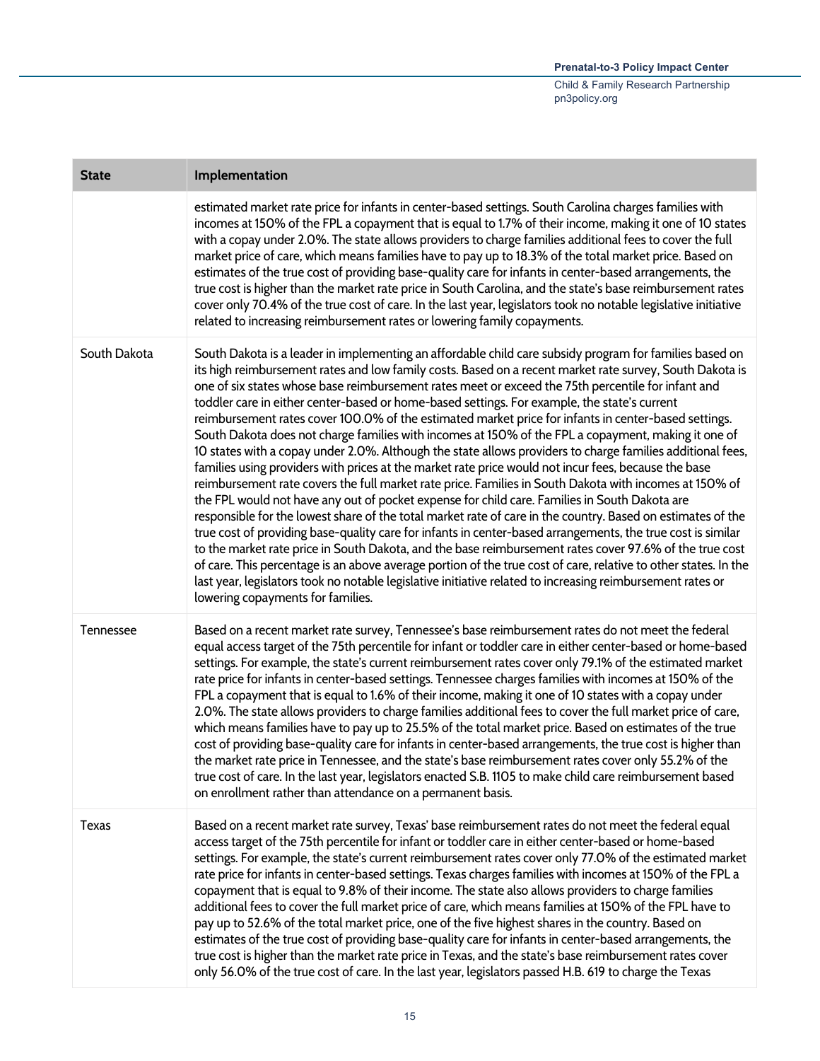| State | Implementation |
| --- | --- |
| | estimated market rate price for infants in center-based settings. South Carolina charges families with incomes at 150% of the FPL a copayment that is equal to 1.7% of their income, making it one of 10 states with a copay under 2.0%. The state allows providers to charge families additional fees to cover the full market price of care, which means families have to pay up to 18.3% of the total market price. Based on estimates of the true cost of providing base-quality care for infants in center-based arrangements, the true cost is higher than the market rate price in South Carolina, and the state's base reimbursement rates cover only 70.4% of the true cost of care. In the last year, legislators took no notable legislative initiative related to increasing reimbursement rates or lowering family copayments. |
| South Dakota | South Dakota is a leader in implementing an affordable child care subsidy program for families based on its high reimbursement rates and low family costs. Based on a recent market rate survey, South Dakota is one of six states whose base reimbursement rates meet or exceed the 75th percentile for infant and toddler care in either center-based or home-based settings. For example, the state's current reimbursement rates cover 100.0% of the estimated market price for infants in center-based settings. South Dakota does not charge families with incomes at 150% of the FPL a copayment, making it one of 10 states with a copay under 2.0%. Although the state allows providers to charge families additional fees, families using providers with prices at the market rate price would not incur fees, because the base reimbursement rate covers the full market rate price. Families in South Dakota with incomes at 150% of the FPL would not have any out of pocket expense for child care. Families in South Dakota are responsible for the lowest share of the total market rate of care in the country. Based on estimates of the true cost of providing base-quality care for infants in center-based arrangements, the true cost is similar to the market rate price in South Dakota, and the base reimbursement rates cover 97.6% of the true cost of care. This percentage is an above average portion of the true cost of care, relative to other states. In the last year, legislators took no notable legislative initiative related to increasing reimbursement rates or lowering copayments for families. |
| Tennessee | Based on a recent market rate survey, Tennessee's base reimbursement rates do not meet the federal equal access target of the 75th percentile for infant or toddler care in either center-based or home-based settings. For example, the state's current reimbursement rates cover only 79.1% of the estimated market rate price for infants in center-based settings. Tennessee charges families with incomes at 150% of the FPL a copayment that is equal to 1.6% of their income, making it one of 10 states with a copay under 2.0%. The state allows providers to charge families additional fees to cover the full market price of care, which means families have to pay up to 25.5% of the total market price. Based on estimates of the true cost of providing base-quality care for infants in center-based arrangements, the true cost is higher than the market rate price in Tennessee, and the state's base reimbursement rates cover only 55.2% of the true cost of care. In the last year, legislators enacted S.B. 1105 to make child care reimbursement based on enrollment rather than attendance on a permanent basis. |
| Texas | Based on a recent market rate survey, Texas' base reimbursement rates do not meet the federal equal access target of the 75th percentile for infant or toddler care in either center-based or home-based settings. For example, the state's current reimbursement rates cover only 77.0% of the estimated market rate price for infants in center-based settings. Texas charges families with incomes at 150% of the FPL a copayment that is equal to 9.8% of their income. The state also allows providers to charge families additional fees to cover the full market price of care, which means families at 150% of the FPL have to pay up to 52.6% of the total market price, one of the five highest shares in the country. Based on estimates of the true cost of providing base-quality care for infants in center-based arrangements, the true cost is higher than the market rate price in Texas, and the state's base reimbursement rates cover only 56.0% of the true cost of care. In the last year, legislators passed H.B. 619 to charge the Texas |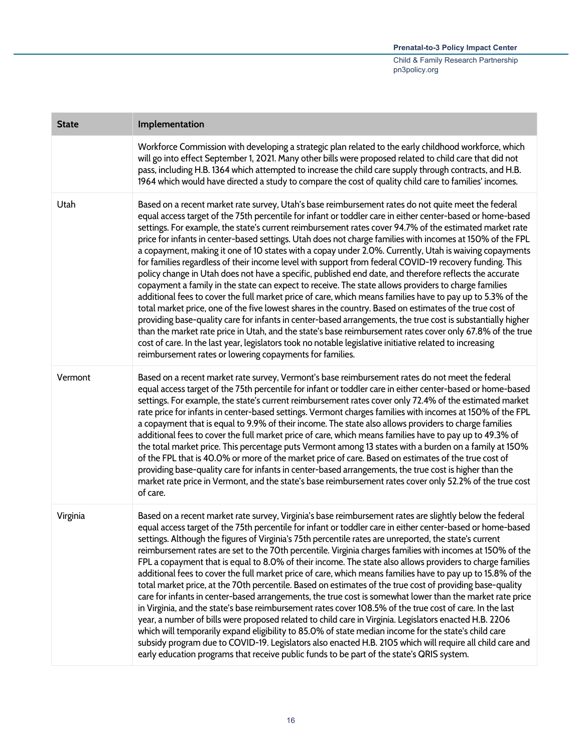| State | Implementation |
| --- | --- |
| | Workforce Commission with developing a strategic plan related to the early childhood workforce, which will go into effect September 1, 2021. Many other bills were proposed related to child care that did not pass, including H.B. 1364 which attempted to increase the child care supply through contracts, and H.B. 1964 which would have directed a study to compare the cost of quality child care to families' incomes. |
| Utah | Based on a recent market rate survey, Utah's base reimbursement rates do not quite meet the federal equal access target of the 75th percentile for infant or toddler care in either center-based or home-based settings. For example, the state's current reimbursement rates cover 94.7% of the estimated market rate price for infants in center-based settings. Utah does not charge families with incomes at 150% of the FPL a copayment, making it one of 10 states with a copay under 2.0%. Currently, Utah is waiving copayments for families regardless of their income level with support from federal COVID-19 recovery funding. This policy change in Utah does not have a specific, published end date, and therefore reflects the accurate copayment a family in the state can expect to receive. The state allows providers to charge families additional fees to cover the full market price of care, which means families have to pay up to 5.3% of the total market price, one of the five lowest shares in the country. Based on estimates of the true cost of providing base-quality care for infants in center-based arrangements, the true cost is substantially higher than the market rate price in Utah, and the state's base reimbursement rates cover only 67.8% of the true cost of care. In the last year, legislators took no notable legislative initiative related to increasing reimbursement rates or lowering copayments for families. |
| Vermont | Based on a recent market rate survey, Vermont's base reimbursement rates do not meet the federal equal access target of the 75th percentile for infant or toddler care in either center-based or home-based settings. For example, the state's current reimbursement rates cover only 72.4% of the estimated market rate price for infants in center-based settings. Vermont charges families with incomes at 150% of the FPL a copayment that is equal to 9.9% of their income. The state also allows providers to charge families additional fees to cover the full market price of care, which means families have to pay up to 49.3% of the total market price. This percentage puts Vermont among 13 states with a burden on a family at 150% of the FPL that is 40.0% or more of the market price of care. Based on estimates of the true cost of providing base-quality care for infants in center-based arrangements, the true cost is higher than the market rate price in Vermont, and the state's base reimbursement rates cover only 52.2% of the true cost of care. |
| Virginia | Based on a recent market rate survey, Virginia's base reimbursement rates are slightly below the federal equal access target of the 75th percentile for infant or toddler care in either center-based or home-based settings. Although the figures of Virginia's 75th percentile rates are unreported, the state's current reimbursement rates are set to the 70th percentile. Virginia charges families with incomes at 150% of the FPL a copayment that is equal to 8.0% of their income. The state also allows providers to charge families additional fees to cover the full market price of care, which means families have to pay up to 15.8% of the total market price, at the 70th percentile. Based on estimates of the true cost of providing base-quality care for infants in center-based arrangements, the true cost is somewhat lower than the market rate price in Virginia, and the state's base reimbursement rates cover 108.5% of the true cost of care. In the last year, a number of bills were proposed related to child care in Virginia. Legislators enacted H.B. 2206 which will temporarily expand eligibility to 85.0% of state median income for the state's child care subsidy program due to COVID-19. Legislators also enacted H.B. 2105 which will require all child care and early education programs that receive public funds to be part of the state's QRIS system. |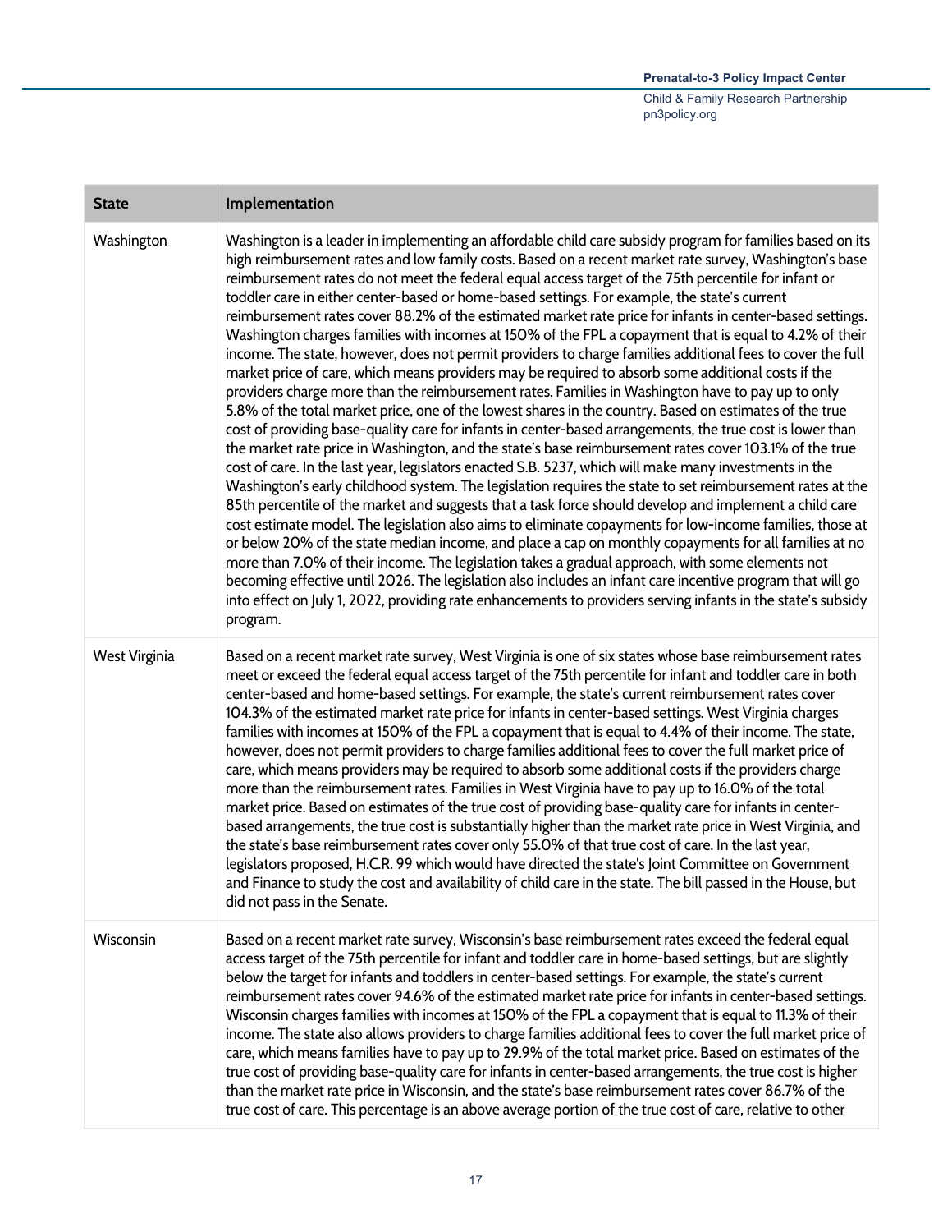| State | Implementation |
|---|---|
| Washington | Washington is a leader in implementing an affordable child care subsidy program for families based on its high reimbursement rates and low family costs. Based on a recent market rate survey, Washington's base reimbursement rates do not meet the federal equal access target of the 75th percentile for infant or toddler care in either center-based or home-based settings. For example, the state's current reimbursement rates cover 88.2% of the estimated market rate price for infants in center-based settings. Washington charges families with incomes at 150% of the FPL a copayment that is equal to 4.2% of their income. The state, however, does not permit providers to charge families additional fees to cover the full market price of care, which means providers may be required to absorb some additional costs if the providers charge more than the reimbursement rates. Families in Washington have to pay up to only 5.8% of the total market price, one of the lowest shares in the country. Based on estimates of the true cost of providing base-quality care for infants in center-based arrangements, the true cost is lower than the market rate price in Washington, and the state's base reimbursement rates cover 103.1% of the true cost of care. In the last year, legislators enacted S.B. 5237, which will make many investments in the Washington's early childhood system. The legislation requires the state to set reimbursement rates at the 85th percentile of the market and suggests that a task force should develop and implement a child care cost estimate model. The legislation also aims to eliminate copayments for low-income families, those at or below 20% of the state median income, and place a cap on monthly copayments for all families at no more than 7.0% of their income. The legislation takes a gradual approach, with some elements not becoming effective until 2026. The legislation also includes an infant care incentive program that will go into effect on July 1, 2022, providing rate enhancements to providers serving infants in the state's subsidy program. |
| West Virginia | Based on a recent market rate survey, West Virginia is one of six states whose base reimbursement rates meet or exceed the federal equal access target of the 75th percentile for infant and toddler care in both center-based and home-based settings. For example, the state's current reimbursement rates cover 104.3% of the estimated market rate price for infants in center-based settings. West Virginia charges families with incomes at 150% of the FPL a copayment that is equal to 4.4% of their income. The state, however, does not permit providers to charge families additional fees to cover the full market price of care, which means providers may be required to absorb some additional costs if the providers charge more than the reimbursement rates. Families in West Virginia have to pay up to 16.0% of the total market price. Based on estimates of the true cost of providing base-quality care for infants in center-based arrangements, the true cost is substantially higher than the market rate price in West Virginia, and the state's base reimbursement rates cover only 55.0% of that true cost of care. In the last year, legislators proposed, H.C.R. 99 which would have directed the state's Joint Committee on Government and Finance to study the cost and availability of child care in the state. The bill passed in the House, but did not pass in the Senate. |
| Wisconsin | Based on a recent market rate survey, Wisconsin's base reimbursement rates exceed the federal equal access target of the 75th percentile for infant and toddler care in home-based settings, but are slightly below the target for infants and toddlers in center-based settings. For example, the state's current reimbursement rates cover 94.6% of the estimated market rate price for infants in center-based settings. Wisconsin charges families with incomes at 150% of the FPL a copayment that is equal to 11.3% of their income. The state also allows providers to charge families additional fees to cover the full market price of care, which means families have to pay up to 29.9% of the total market price. Based on estimates of the true cost of providing base-quality care for infants in center-based arrangements, the true cost is higher than the market rate price in Wisconsin, and the state's base reimbursement rates cover 86.7% of the true cost of care. This percentage is an above average portion of the true cost of care, relative to other |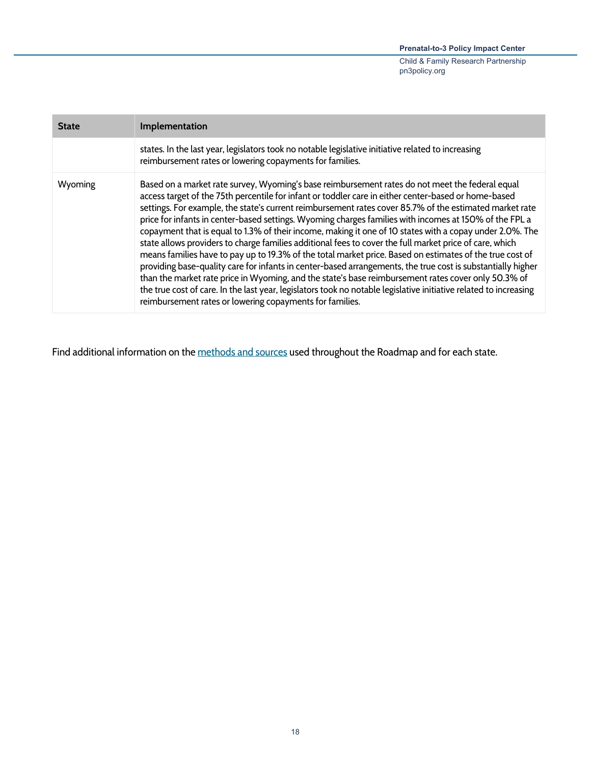| State | Implementation |
| --- | --- |
| | states. In the last year, legislators took no notable legislative initiative related to increasing reimbursement rates or lowering copayments for families. |
| Wyoming | Based on a market rate survey, Wyoming's base reimbursement rates do not meet the federal equal access target of the 75th percentile for infant or toddler care in either center-based or home-based settings. For example, the state's current reimbursement rates cover 85.7% of the estimated market rate price for infants in center-based settings. Wyoming charges families with incomes at 150% of the FPL a copayment that is equal to 1.3% of their income, making it one of 10 states with a copay under 2.0%. The state allows providers to charge families additional fees to cover the full market price of care, which means families have to pay up to 19.3% of the total market price. Based on estimates of the true cost of providing base-quality care for infants in center-based arrangements, the true cost is substantially higher than the market rate price in Wyoming, and the state's base reimbursement rates cover only 50.3% of the true cost of care. In the last year, legislators took no notable legislative initiative related to increasing reimbursement rates or lowering copayments for families. |

Find additional information on the methods and sources used throughout the Roadmap and for each state.